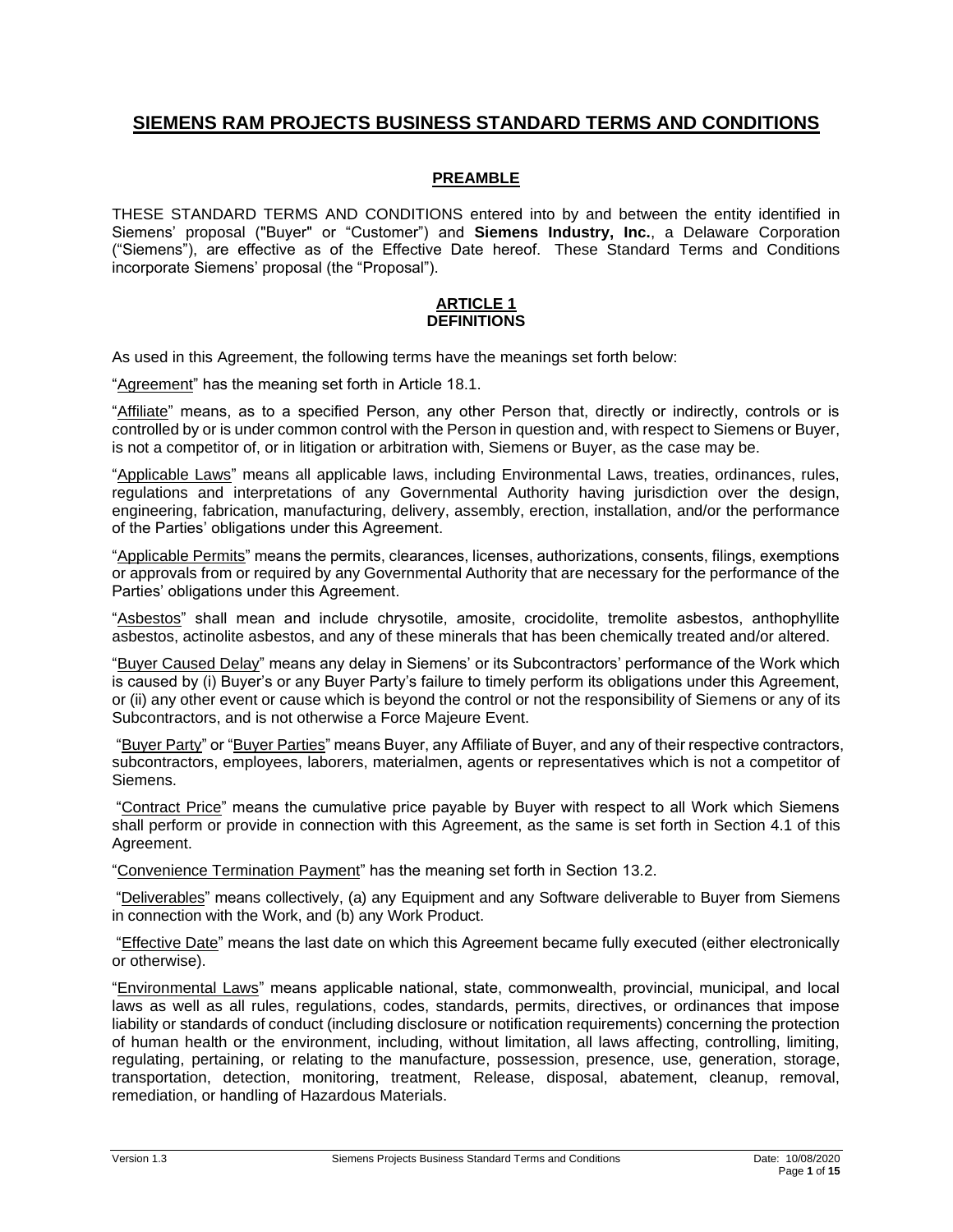# SIEMENS RAM PROJECTS BUSINESS STANDARD TERMS AND CONDITIONS

## PREAMBLE

THESE STANDARD TERMS AND CONDITIONS entered into by and between the entity identified in Siemens' proposal ("Buyer" or "Customer") and **Siemens Industry, Inc.**, a Delaware Corporation ("Siemens"), are effective as of the Effective Date hereof. These Standard Terms and Conditions incorporate Siemens' proposal (the "Proposal").

## ARTICLE 1
## DEFINITIONS

As used in this Agreement, the following terms have the meanings set forth below:

"Agreement" has the meaning set forth in Article 18.1.

"Affiliate" means, as to a specified Person, any other Person that, directly or indirectly, controls or is controlled by or is under common control with the Person in question and, with respect to Siemens or Buyer, is not a competitor of, or in litigation or arbitration with, Siemens or Buyer, as the case may be.

"Applicable Laws" means all applicable laws, including Environmental Laws, treaties, ordinances, rules, regulations and interpretations of any Governmental Authority having jurisdiction over the design, engineering, fabrication, manufacturing, delivery, assembly, erection, installation, and/or the performance of the Parties' obligations under this Agreement.

"Applicable Permits" means the permits, clearances, licenses, authorizations, consents, filings, exemptions or approvals from or required by any Governmental Authority that are necessary for the performance of the Parties' obligations under this Agreement.

"Asbestos" shall mean and include chrysotile, amosite, crocidolite, tremolite asbestos, anthophyllite asbestos, actinolite asbestos, and any of these minerals that has been chemically treated and/or altered.

"Buyer Caused Delay" means any delay in Siemens' or its Subcontractors' performance of the Work which is caused by (i) Buyer's or any Buyer Party's failure to timely perform its obligations under this Agreement, or (ii) any other event or cause which is beyond the control or not the responsibility of Siemens or any of its Subcontractors, and is not otherwise a Force Majeure Event.

"Buyer Party" or "Buyer Parties" means Buyer, any Affiliate of Buyer, and any of their respective contractors, subcontractors, employees, laborers, materialmen, agents or representatives which is not a competitor of Siemens.

"Contract Price" means the cumulative price payable by Buyer with respect to all Work which Siemens shall perform or provide in connection with this Agreement, as the same is set forth in Section 4.1 of this Agreement.

"Convenience Termination Payment" has the meaning set forth in Section 13.2.

"Deliverables" means collectively, (a) any Equipment and any Software deliverable to Buyer from Siemens in connection with the Work, and (b) any Work Product.

"Effective Date" means the last date on which this Agreement became fully executed (either electronically or otherwise).

"Environmental Laws" means applicable national, state, commonwealth, provincial, municipal, and local laws as well as all rules, regulations, codes, standards, permits, directives, or ordinances that impose liability or standards of conduct (including disclosure or notification requirements) concerning the protection of human health or the environment, including, without limitation, all laws affecting, controlling, limiting, regulating, pertaining, or relating to the manufacture, possession, presence, use, generation, storage, transportation, detection, monitoring, treatment, Release, disposal, abatement, cleanup, removal, remediation, or handling of Hazardous Materials.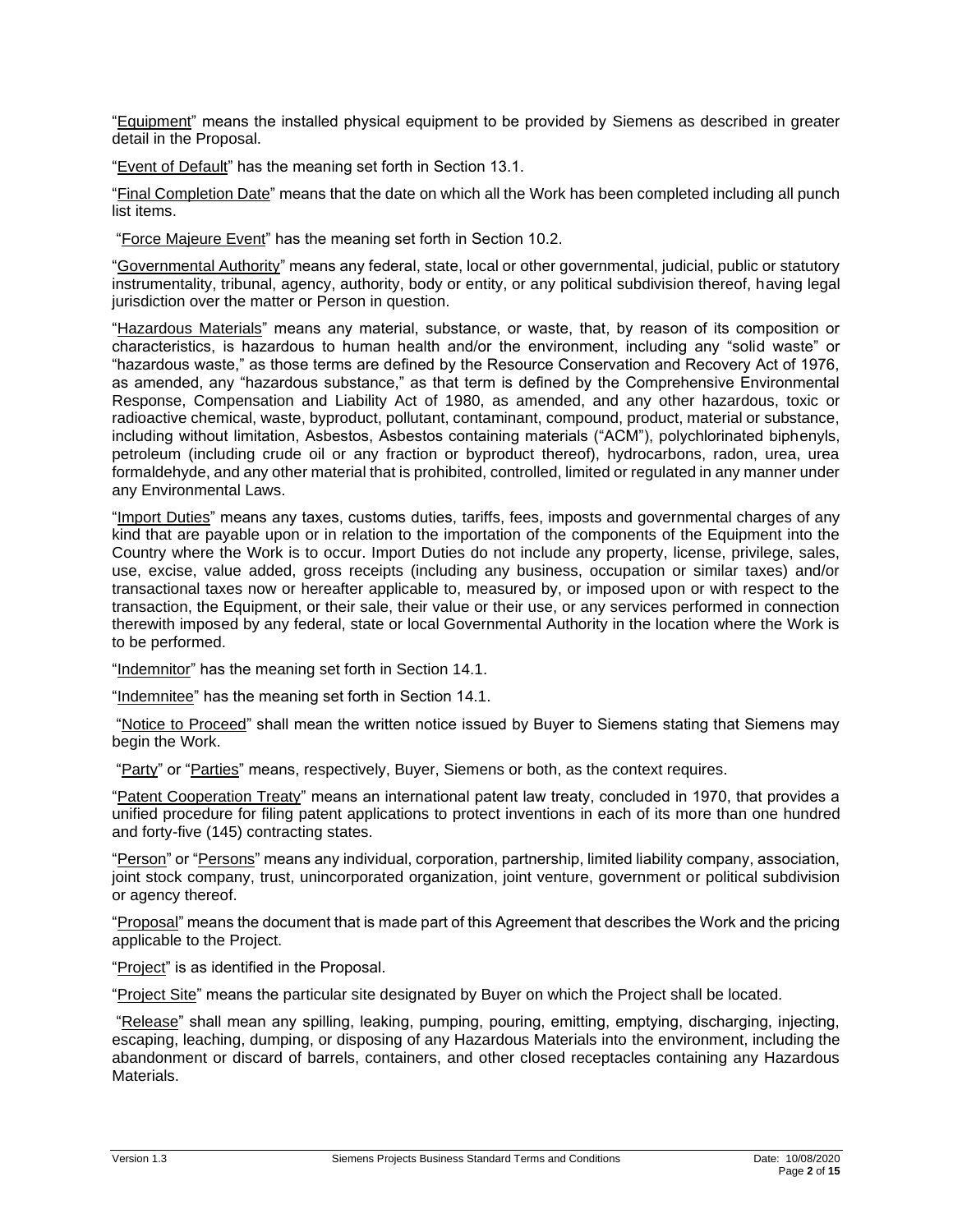"Equipment" means the installed physical equipment to be provided by Siemens as described in greater detail in the Proposal.

"Event of Default" has the meaning set forth in Section 13.1.

"Final Completion Date" means that the date on which all the Work has been completed including all punch list items.

"Force Majeure Event" has the meaning set forth in Section 10.2.

"Governmental Authority" means any federal, state, local or other governmental, judicial, public or statutory instrumentality, tribunal, agency, authority, body or entity, or any political subdivision thereof, having legal jurisdiction over the matter or Person in question.

"Hazardous Materials" means any material, substance, or waste, that, by reason of its composition or characteristics, is hazardous to human health and/or the environment, including any "solid waste" or "hazardous waste," as those terms are defined by the Resource Conservation and Recovery Act of 1976, as amended, any "hazardous substance," as that term is defined by the Comprehensive Environmental Response, Compensation and Liability Act of 1980, as amended, and any other hazardous, toxic or radioactive chemical, waste, byproduct, pollutant, contaminant, compound, product, material or substance, including without limitation, Asbestos, Asbestos containing materials ("ACM"), polychlorinated biphenyls, petroleum (including crude oil or any fraction or byproduct thereof), hydrocarbons, radon, urea, urea formaldehyde, and any other material that is prohibited, controlled, limited or regulated in any manner under any Environmental Laws.

"Import Duties" means any taxes, customs duties, tariffs, fees, imposts and governmental charges of any kind that are payable upon or in relation to the importation of the components of the Equipment into the Country where the Work is to occur. Import Duties do not include any property, license, privilege, sales, use, excise, value added, gross receipts (including any business, occupation or similar taxes) and/or transactional taxes now or hereafter applicable to, measured by, or imposed upon or with respect to the transaction, the Equipment, or their sale, their value or their use, or any services performed in connection therewith imposed by any federal, state or local Governmental Authority in the location where the Work is to be performed.

"Indemnitor" has the meaning set forth in Section 14.1.

"Indemnitee" has the meaning set forth in Section 14.1.

"Notice to Proceed" shall mean the written notice issued by Buyer to Siemens stating that Siemens may begin the Work.

"Party" or "Parties" means, respectively, Buyer, Siemens or both, as the context requires.

"Patent Cooperation Treaty" means an international patent law treaty, concluded in 1970, that provides a unified procedure for filing patent applications to protect inventions in each of its more than one hundred and forty-five (145) contracting states.

"Person" or "Persons" means any individual, corporation, partnership, limited liability company, association, joint stock company, trust, unincorporated organization, joint venture, government or political subdivision or agency thereof.

"Proposal" means the document that is made part of this Agreement that describes the Work and the pricing applicable to the Project.

"Project" is as identified in the Proposal.

"Project Site" means the particular site designated by Buyer on which the Project shall be located.

"Release" shall mean any spilling, leaking, pumping, pouring, emitting, emptying, discharging, injecting, escaping, leaching, dumping, or disposing of any Hazardous Materials into the environment, including the abandonment or discard of barrels, containers, and other closed receptacles containing any Hazardous Materials.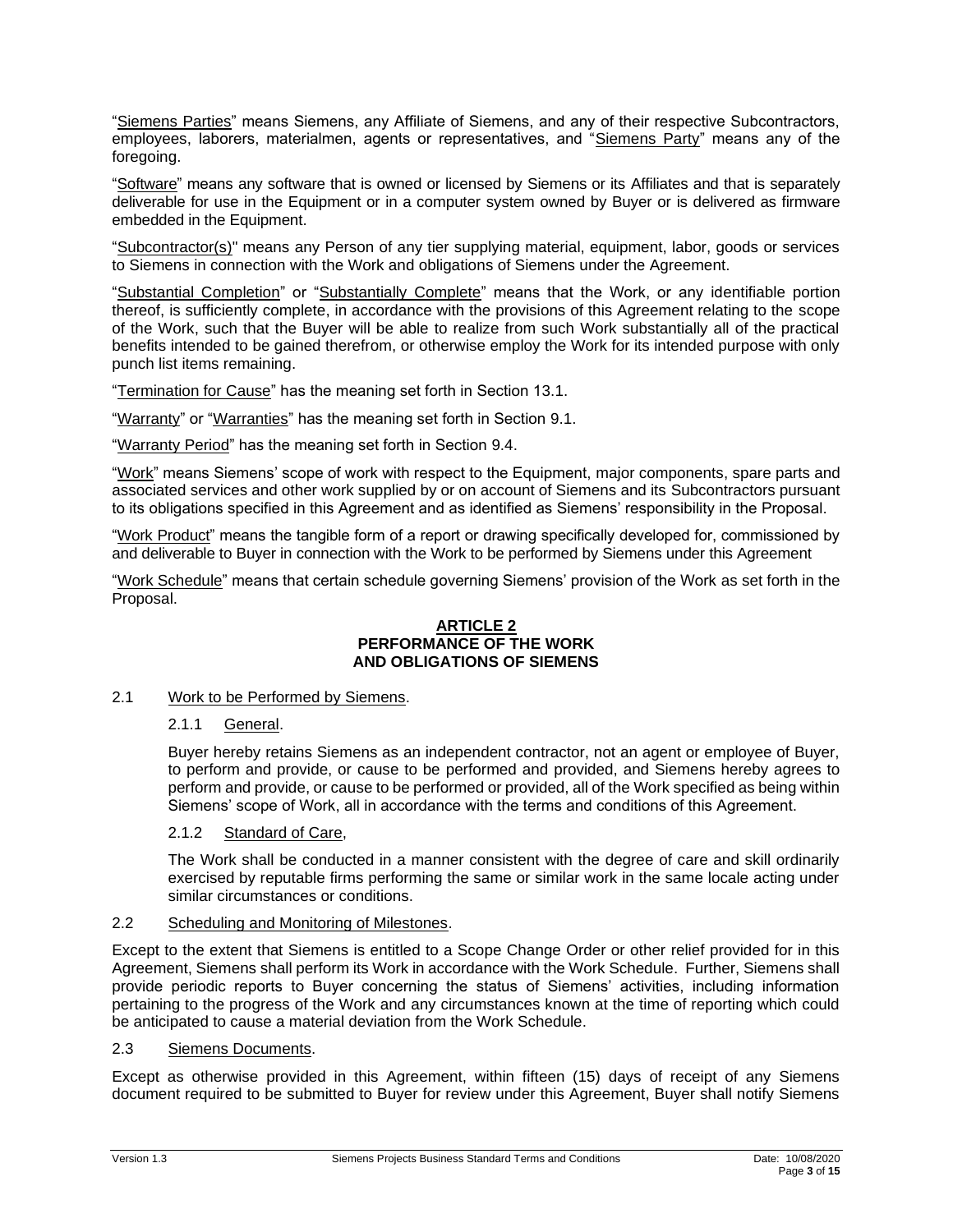"Siemens Parties" means Siemens, any Affiliate of Siemens, and any of their respective Subcontractors, employees, laborers, materialmen, agents or representatives, and "Siemens Party" means any of the foregoing.

"Software" means any software that is owned or licensed by Siemens or its Affiliates and that is separately deliverable for use in the Equipment or in a computer system owned by Buyer or is delivered as firmware embedded in the Equipment.

"Subcontractor(s)" means any Person of any tier supplying material, equipment, labor, goods or services to Siemens in connection with the Work and obligations of Siemens under the Agreement.

"Substantial Completion" or "Substantially Complete" means that the Work, or any identifiable portion thereof, is sufficiently complete, in accordance with the provisions of this Agreement relating to the scope of the Work, such that the Buyer will be able to realize from such Work substantially all of the practical benefits intended to be gained therefrom, or otherwise employ the Work for its intended purpose with only punch list items remaining.

"Termination for Cause" has the meaning set forth in Section 13.1.

"Warranty" or "Warranties" has the meaning set forth in Section 9.1.

"Warranty Period" has the meaning set forth in Section 9.4.

"Work" means Siemens' scope of work with respect to the Equipment, major components, spare parts and associated services and other work supplied by or on account of Siemens and its Subcontractors pursuant to its obligations specified in this Agreement and as identified as Siemens' responsibility in the Proposal.

"Work Product" means the tangible form of a report or drawing specifically developed for, commissioned by and deliverable to Buyer in connection with the Work to be performed by Siemens under this Agreement

"Work Schedule" means that certain schedule governing Siemens' provision of the Work as set forth in the Proposal.

## ARTICLE 2
## PERFORMANCE OF THE WORK AND OBLIGATIONS OF SIEMENS

### 2.1 Work to be Performed by Siemens.

#### 2.1.1 General.

Buyer hereby retains Siemens as an independent contractor, not an agent or employee of Buyer, to perform and provide, or cause to be performed and provided, and Siemens hereby agrees to perform and provide, or cause to be performed or provided, all of the Work specified as being within Siemens' scope of Work, all in accordance with the terms and conditions of this Agreement.

#### 2.1.2 Standard of Care,

The Work shall be conducted in a manner consistent with the degree of care and skill ordinarily exercised by reputable firms performing the same or similar work in the same locale acting under similar circumstances or conditions.

### 2.2 Scheduling and Monitoring of Milestones.

Except to the extent that Siemens is entitled to a Scope Change Order or other relief provided for in this Agreement, Siemens shall perform its Work in accordance with the Work Schedule. Further, Siemens shall provide periodic reports to Buyer concerning the status of Siemens' activities, including information pertaining to the progress of the Work and any circumstances known at the time of reporting which could be anticipated to cause a material deviation from the Work Schedule.

### 2.3 Siemens Documents.

Except as otherwise provided in this Agreement, within fifteen (15) days of receipt of any Siemens document required to be submitted to Buyer for review under this Agreement, Buyer shall notify Siemens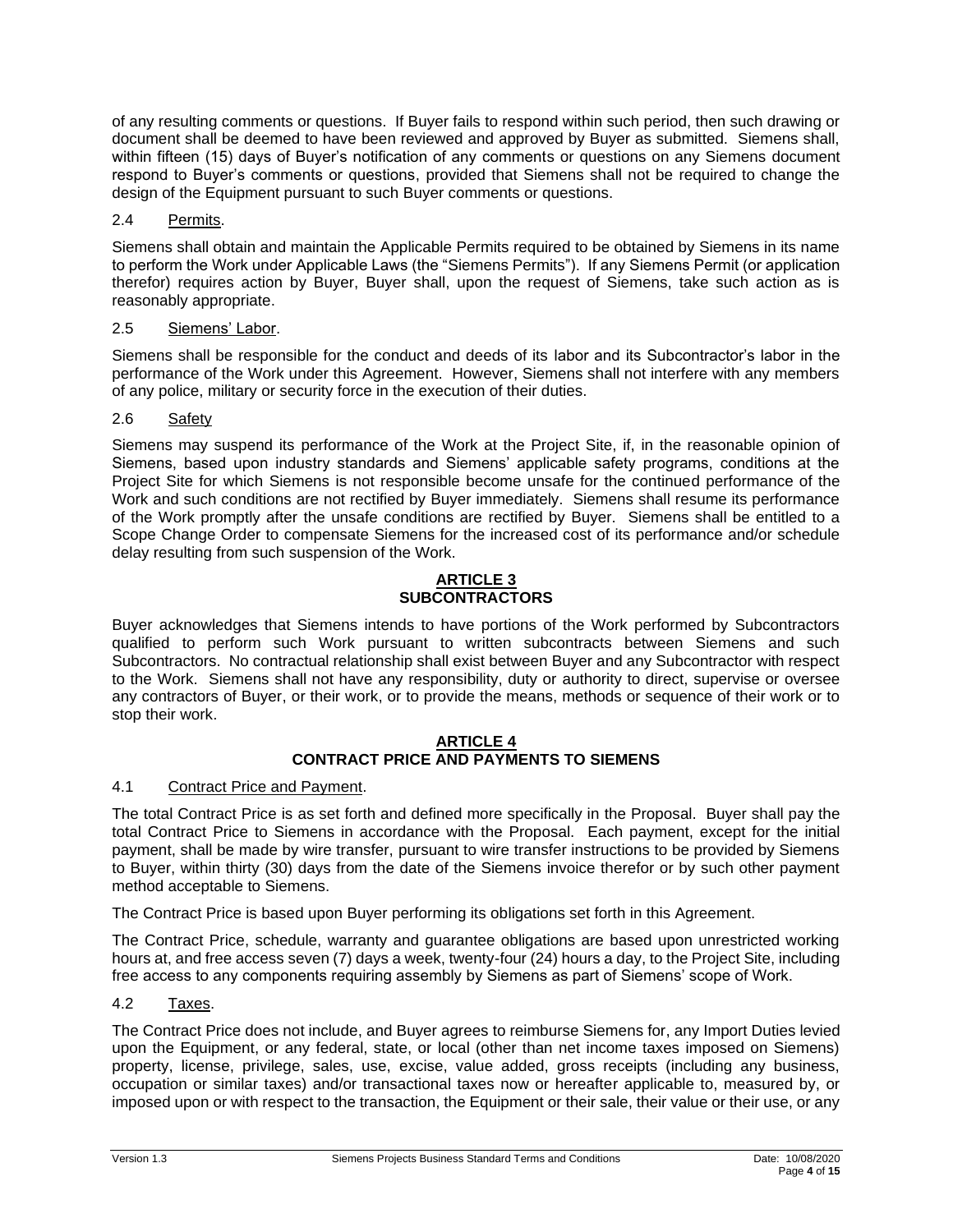of any resulting comments or questions. If Buyer fails to respond within such period, then such drawing or document shall be deemed to have been reviewed and approved by Buyer as submitted. Siemens shall, within fifteen (15) days of Buyer's notification of any comments or questions on any Siemens document respond to Buyer's comments or questions, provided that Siemens shall not be required to change the design of the Equipment pursuant to such Buyer comments or questions.

### 2.4 Permits.

Siemens shall obtain and maintain the Applicable Permits required to be obtained by Siemens in its name to perform the Work under Applicable Laws (the "Siemens Permits"). If any Siemens Permit (or application therefor) requires action by Buyer, Buyer shall, upon the request of Siemens, take such action as is reasonably appropriate.

### 2.5 Siemens' Labor.

Siemens shall be responsible for the conduct and deeds of its labor and its Subcontractor's labor in the performance of the Work under this Agreement. However, Siemens shall not interfere with any members of any police, military or security force in the execution of their duties.

### 2.6 Safety

Siemens may suspend its performance of the Work at the Project Site, if, in the reasonable opinion of Siemens, based upon industry standards and Siemens' applicable safety programs, conditions at the Project Site for which Siemens is not responsible become unsafe for the continued performance of the Work and such conditions are not rectified by Buyer immediately. Siemens shall resume its performance of the Work promptly after the unsafe conditions are rectified by Buyer. Siemens shall be entitled to a Scope Change Order to compensate Siemens for the increased cost of its performance and/or schedule delay resulting from such suspension of the Work.

## ARTICLE 3
## SUBCONTRACTORS

Buyer acknowledges that Siemens intends to have portions of the Work performed by Subcontractors qualified to perform such Work pursuant to written subcontracts between Siemens and such Subcontractors. No contractual relationship shall exist between Buyer and any Subcontractor with respect to the Work. Siemens shall not have any responsibility, duty or authority to direct, supervise or oversee any contractors of Buyer, or their work, or to provide the means, methods or sequence of their work or to stop their work.

## ARTICLE 4
## CONTRACT PRICE AND PAYMENTS TO SIEMENS

### 4.1 Contract Price and Payment.

The total Contract Price is as set forth and defined more specifically in the Proposal. Buyer shall pay the total Contract Price to Siemens in accordance with the Proposal. Each payment, except for the initial payment, shall be made by wire transfer, pursuant to wire transfer instructions to be provided by Siemens to Buyer, within thirty (30) days from the date of the Siemens invoice therefor or by such other payment method acceptable to Siemens.

The Contract Price is based upon Buyer performing its obligations set forth in this Agreement.

The Contract Price, schedule, warranty and guarantee obligations are based upon unrestricted working hours at, and free access seven (7) days a week, twenty-four (24) hours a day, to the Project Site, including free access to any components requiring assembly by Siemens as part of Siemens' scope of Work.

### 4.2 Taxes.

The Contract Price does not include, and Buyer agrees to reimburse Siemens for, any Import Duties levied upon the Equipment, or any federal, state, or local (other than net income taxes imposed on Siemens) property, license, privilege, sales, use, excise, value added, gross receipts (including any business, occupation or similar taxes) and/or transactional taxes now or hereafter applicable to, measured by, or imposed upon or with respect to the transaction, the Equipment or their sale, their value or their use, or any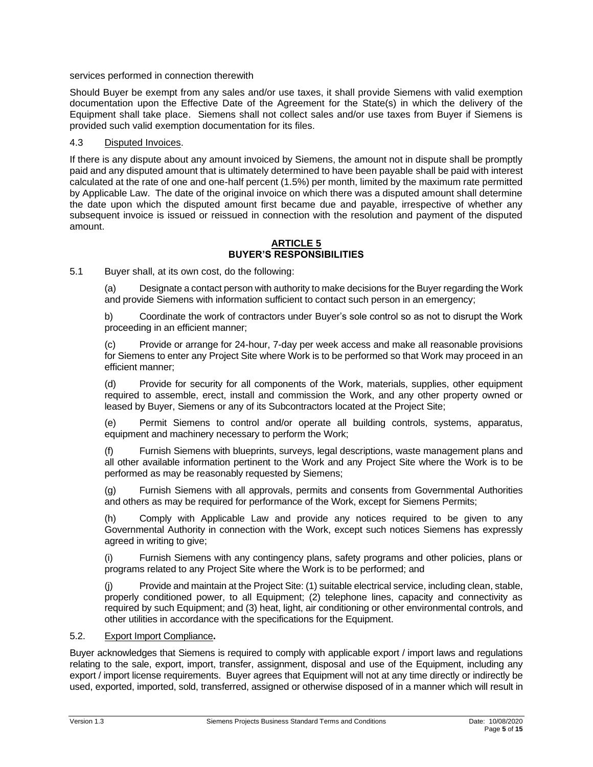services performed in connection therewith

Should Buyer be exempt from any sales and/or use taxes, it shall provide Siemens with valid exemption documentation upon the Effective Date of the Agreement for the State(s) in which the delivery of the Equipment shall take place. Siemens shall not collect sales and/or use taxes from Buyer if Siemens is provided such valid exemption documentation for its files.

4.3 Disputed Invoices.

If there is any dispute about any amount invoiced by Siemens, the amount not in dispute shall be promptly paid and any disputed amount that is ultimately determined to have been payable shall be paid with interest calculated at the rate of one and one-half percent (1.5%) per month, limited by the maximum rate permitted by Applicable Law. The date of the original invoice on which there was a disputed amount shall determine the date upon which the disputed amount first became due and payable, irrespective of whether any subsequent invoice is issued or reissued in connection with the resolution and payment of the disputed amount.

## ARTICLE 5
## BUYER'S RESPONSIBILITIES

5.1 Buyer shall, at its own cost, do the following:

(a) Designate a contact person with authority to make decisions for the Buyer regarding the Work and provide Siemens with information sufficient to contact such person in an emergency;

b) Coordinate the work of contractors under Buyer's sole control so as not to disrupt the Work proceeding in an efficient manner;

(c) Provide or arrange for 24-hour, 7-day per week access and make all reasonable provisions for Siemens to enter any Project Site where Work is to be performed so that Work may proceed in an efficient manner;

(d) Provide for security for all components of the Work, materials, supplies, other equipment required to assemble, erect, install and commission the Work, and any other property owned or leased by Buyer, Siemens or any of its Subcontractors located at the Project Site;

(e) Permit Siemens to control and/or operate all building controls, systems, apparatus, equipment and machinery necessary to perform the Work;

(f) Furnish Siemens with blueprints, surveys, legal descriptions, waste management plans and all other available information pertinent to the Work and any Project Site where the Work is to be performed as may be reasonably requested by Siemens;

(g) Furnish Siemens with all approvals, permits and consents from Governmental Authorities and others as may be required for performance of the Work, except for Siemens Permits;

(h) Comply with Applicable Law and provide any notices required to be given to any Governmental Authority in connection with the Work, except such notices Siemens has expressly agreed in writing to give;

(i) Furnish Siemens with any contingency plans, safety programs and other policies, plans or programs related to any Project Site where the Work is to be performed; and

(j) Provide and maintain at the Project Site: (1) suitable electrical service, including clean, stable, properly conditioned power, to all Equipment; (2) telephone lines, capacity and connectivity as required by such Equipment; and (3) heat, light, air conditioning or other environmental controls, and other utilities in accordance with the specifications for the Equipment.

5.2. Export Import Compliance**.**

Buyer acknowledges that Siemens is required to comply with applicable export / import laws and regulations relating to the sale, export, import, transfer, assignment, disposal and use of the Equipment, including any export / import license requirements. Buyer agrees that Equipment will not at any time directly or indirectly be used, exported, imported, sold, transferred, assigned or otherwise disposed of in a manner which will result in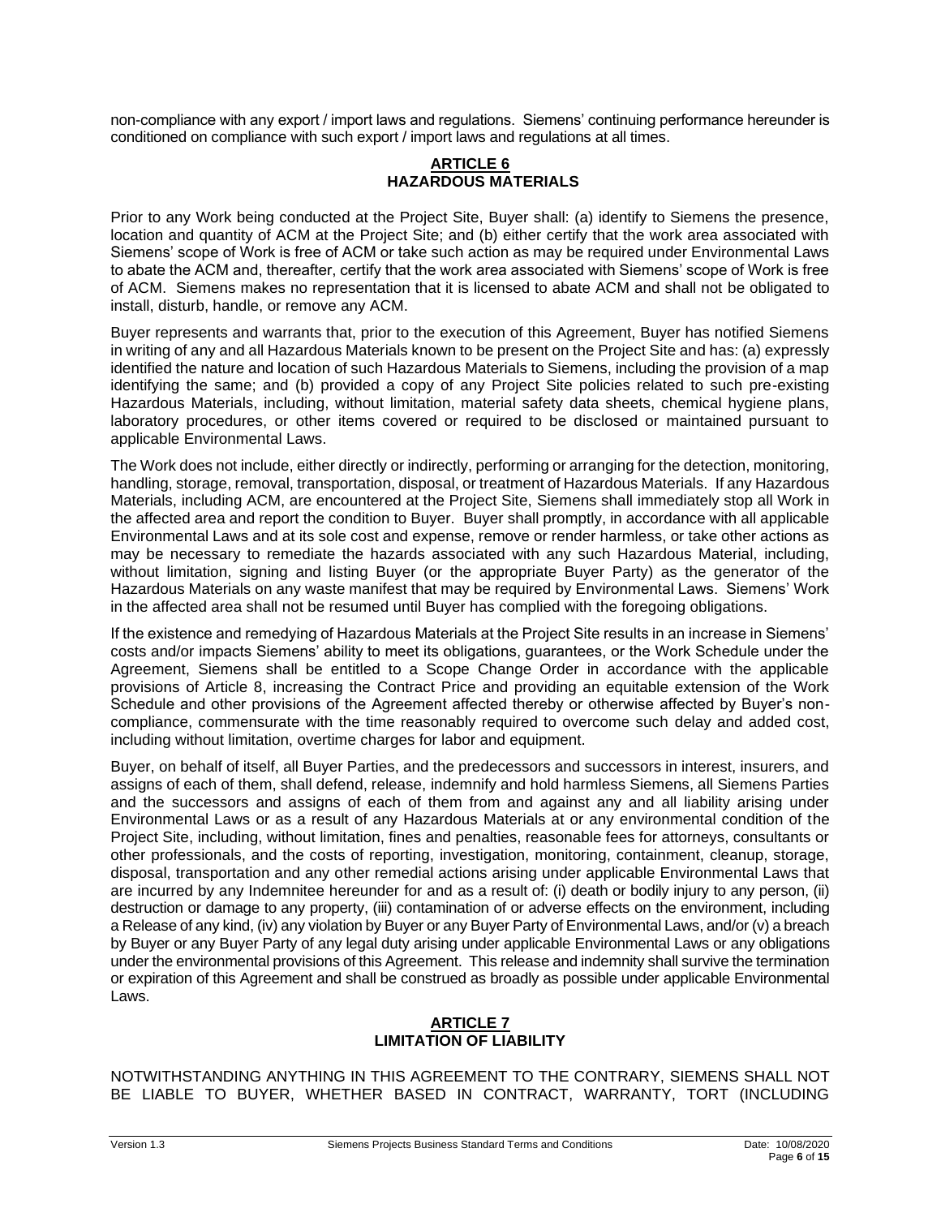non-compliance with any export / import laws and regulations. Siemens' continuing performance hereunder is conditioned on compliance with such export / import laws and regulations at all times.

## ARTICLE 6
## HAZARDOUS MATERIALS

Prior to any Work being conducted at the Project Site, Buyer shall: (a) identify to Siemens the presence, location and quantity of ACM at the Project Site; and (b) either certify that the work area associated with Siemens' scope of Work is free of ACM or take such action as may be required under Environmental Laws to abate the ACM and, thereafter, certify that the work area associated with Siemens' scope of Work is free of ACM. Siemens makes no representation that it is licensed to abate ACM and shall not be obligated to install, disturb, handle, or remove any ACM.

Buyer represents and warrants that, prior to the execution of this Agreement, Buyer has notified Siemens in writing of any and all Hazardous Materials known to be present on the Project Site and has: (a) expressly identified the nature and location of such Hazardous Materials to Siemens, including the provision of a map identifying the same; and (b) provided a copy of any Project Site policies related to such pre-existing Hazardous Materials, including, without limitation, material safety data sheets, chemical hygiene plans, laboratory procedures, or other items covered or required to be disclosed or maintained pursuant to applicable Environmental Laws.

The Work does not include, either directly or indirectly, performing or arranging for the detection, monitoring, handling, storage, removal, transportation, disposal, or treatment of Hazardous Materials. If any Hazardous Materials, including ACM, are encountered at the Project Site, Siemens shall immediately stop all Work in the affected area and report the condition to Buyer. Buyer shall promptly, in accordance with all applicable Environmental Laws and at its sole cost and expense, remove or render harmless, or take other actions as may be necessary to remediate the hazards associated with any such Hazardous Material, including, without limitation, signing and listing Buyer (or the appropriate Buyer Party) as the generator of the Hazardous Materials on any waste manifest that may be required by Environmental Laws. Siemens' Work in the affected area shall not be resumed until Buyer has complied with the foregoing obligations.

If the existence and remedying of Hazardous Materials at the Project Site results in an increase in Siemens' costs and/or impacts Siemens' ability to meet its obligations, guarantees, or the Work Schedule under the Agreement, Siemens shall be entitled to a Scope Change Order in accordance with the applicable provisions of Article 8, increasing the Contract Price and providing an equitable extension of the Work Schedule and other provisions of the Agreement affected thereby or otherwise affected by Buyer's non-compliance, commensurate with the time reasonably required to overcome such delay and added cost, including without limitation, overtime charges for labor and equipment.

Buyer, on behalf of itself, all Buyer Parties, and the predecessors and successors in interest, insurers, and assigns of each of them, shall defend, release, indemnify and hold harmless Siemens, all Siemens Parties and the successors and assigns of each of them from and against any and all liability arising under Environmental Laws or as a result of any Hazardous Materials at or any environmental condition of the Project Site, including, without limitation, fines and penalties, reasonable fees for attorneys, consultants or other professionals, and the costs of reporting, investigation, monitoring, containment, cleanup, storage, disposal, transportation and any other remedial actions arising under applicable Environmental Laws that are incurred by any Indemnitee hereunder for and as a result of: (i) death or bodily injury to any person, (ii) destruction or damage to any property, (iii) contamination of or adverse effects on the environment, including a Release of any kind, (iv) any violation by Buyer or any Buyer Party of Environmental Laws, and/or (v) a breach by Buyer or any Buyer Party of any legal duty arising under applicable Environmental Laws or any obligations under the environmental provisions of this Agreement. This release and indemnity shall survive the termination or expiration of this Agreement and shall be construed as broadly as possible under applicable Environmental Laws.

## ARTICLE 7
## LIMITATION OF LIABILITY

NOTWITHSTANDING ANYTHING IN THIS AGREEMENT TO THE CONTRARY, SIEMENS SHALL NOT BE LIABLE TO BUYER, WHETHER BASED IN CONTRACT, WARRANTY, TORT (INCLUDING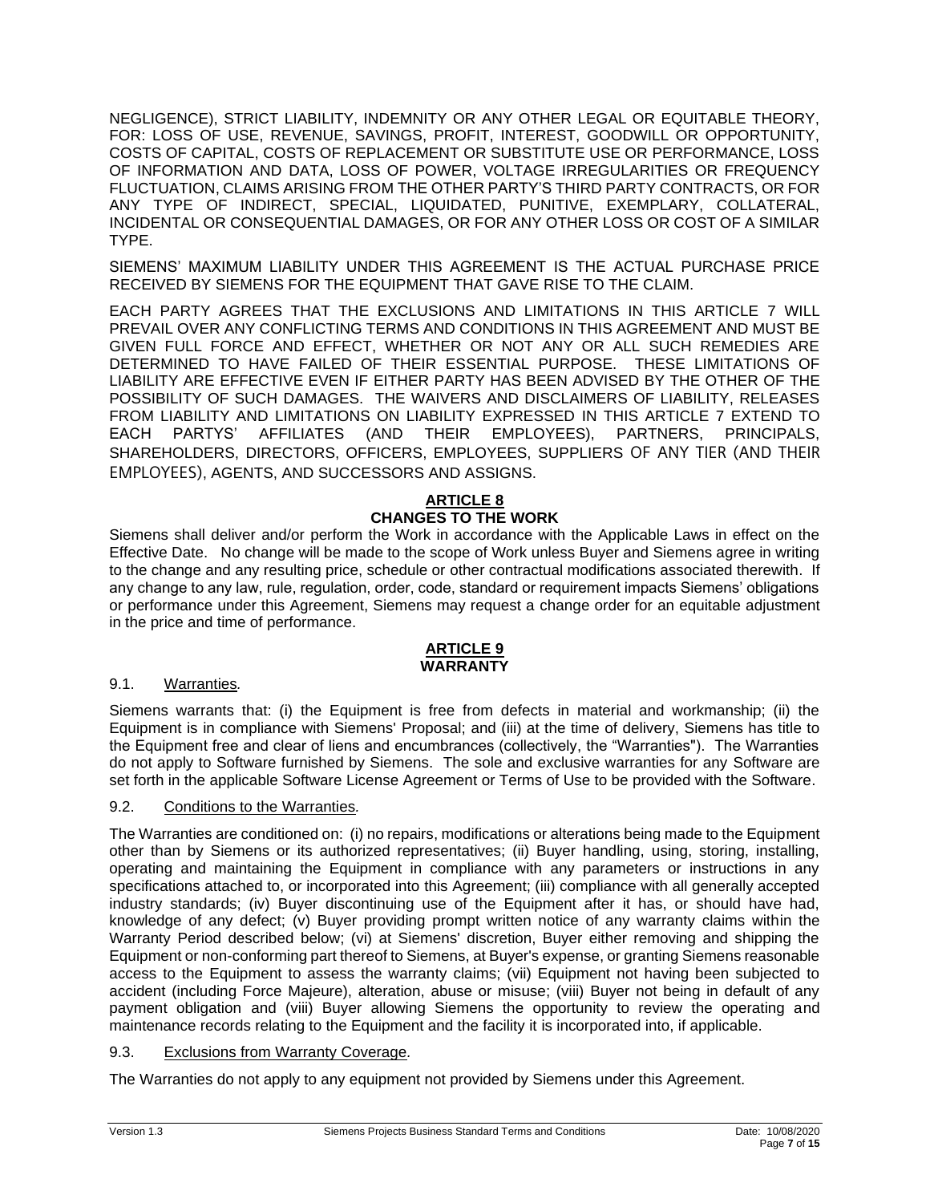NEGLIGENCE), STRICT LIABILITY, INDEMNITY OR ANY OTHER LEGAL OR EQUITABLE THEORY, FOR: LOSS OF USE, REVENUE, SAVINGS, PROFIT, INTEREST, GOODWILL OR OPPORTUNITY, COSTS OF CAPITAL, COSTS OF REPLACEMENT OR SUBSTITUTE USE OR PERFORMANCE, LOSS OF INFORMATION AND DATA, LOSS OF POWER, VOLTAGE IRREGULARITIES OR FREQUENCY FLUCTUATION, CLAIMS ARISING FROM THE OTHER PARTY'S THIRD PARTY CONTRACTS, OR FOR ANY TYPE OF INDIRECT, SPECIAL, LIQUIDATED, PUNITIVE, EXEMPLARY, COLLATERAL, INCIDENTAL OR CONSEQUENTIAL DAMAGES, OR FOR ANY OTHER LOSS OR COST OF A SIMILAR TYPE.

SIEMENS' MAXIMUM LIABILITY UNDER THIS AGREEMENT IS THE ACTUAL PURCHASE PRICE RECEIVED BY SIEMENS FOR THE EQUIPMENT THAT GAVE RISE TO THE CLAIM.

EACH PARTY AGREES THAT THE EXCLUSIONS AND LIMITATIONS IN THIS ARTICLE 7 WILL PREVAIL OVER ANY CONFLICTING TERMS AND CONDITIONS IN THIS AGREEMENT AND MUST BE GIVEN FULL FORCE AND EFFECT, WHETHER OR NOT ANY OR ALL SUCH REMEDIES ARE DETERMINED TO HAVE FAILED OF THEIR ESSENTIAL PURPOSE. THESE LIMITATIONS OF LIABILITY ARE EFFECTIVE EVEN IF EITHER PARTY HAS BEEN ADVISED BY THE OTHER OF THE POSSIBILITY OF SUCH DAMAGES. THE WAIVERS AND DISCLAIMERS OF LIABILITY, RELEASES FROM LIABILITY AND LIMITATIONS ON LIABILITY EXPRESSED IN THIS ARTICLE 7 EXTEND TO EACH PARTYS' AFFILIATES (AND THEIR EMPLOYEES), PARTNERS, PRINCIPALS, SHAREHOLDERS, DIRECTORS, OFFICERS, EMPLOYEES, SUPPLIERS OF ANY TIER (AND THEIR EMPLOYEES), AGENTS, AND SUCCESSORS AND ASSIGNS.

## ARTICLE 8
## CHANGES TO THE WORK

Siemens shall deliver and/or perform the Work in accordance with the Applicable Laws in effect on the Effective Date. No change will be made to the scope of Work unless Buyer and Siemens agree in writing to the change and any resulting price, schedule or other contractual modifications associated therewith. If any change to any law, rule, regulation, order, code, standard or requirement impacts Siemens' obligations or performance under this Agreement, Siemens may request a change order for an equitable adjustment in the price and time of performance.

## ARTICLE 9
## WARRANTY

### 9.1. Warranties.

Siemens warrants that: (i) the Equipment is free from defects in material and workmanship; (ii) the Equipment is in compliance with Siemens' Proposal; and (iii) at the time of delivery, Siemens has title to the Equipment free and clear of liens and encumbrances (collectively, the "Warranties"). The Warranties do not apply to Software furnished by Siemens. The sole and exclusive warranties for any Software are set forth in the applicable Software License Agreement or Terms of Use to be provided with the Software.

### 9.2. Conditions to the Warranties.

The Warranties are conditioned on: (i) no repairs, modifications or alterations being made to the Equipment other than by Siemens or its authorized representatives; (ii) Buyer handling, using, storing, installing, operating and maintaining the Equipment in compliance with any parameters or instructions in any specifications attached to, or incorporated into this Agreement; (iii) compliance with all generally accepted industry standards; (iv) Buyer discontinuing use of the Equipment after it has, or should have had, knowledge of any defect; (v) Buyer providing prompt written notice of any warranty claims within the Warranty Period described below; (vi) at Siemens' discretion, Buyer either removing and shipping the Equipment or non-conforming part thereof to Siemens, at Buyer's expense, or granting Siemens reasonable access to the Equipment to assess the warranty claims; (vii) Equipment not having been subjected to accident (including Force Majeure), alteration, abuse or misuse; (viii) Buyer not being in default of any payment obligation and (viii) Buyer allowing Siemens the opportunity to review the operating and maintenance records relating to the Equipment and the facility it is incorporated into, if applicable.

### 9.3. Exclusions from Warranty Coverage.

The Warranties do not apply to any equipment not provided by Siemens under this Agreement.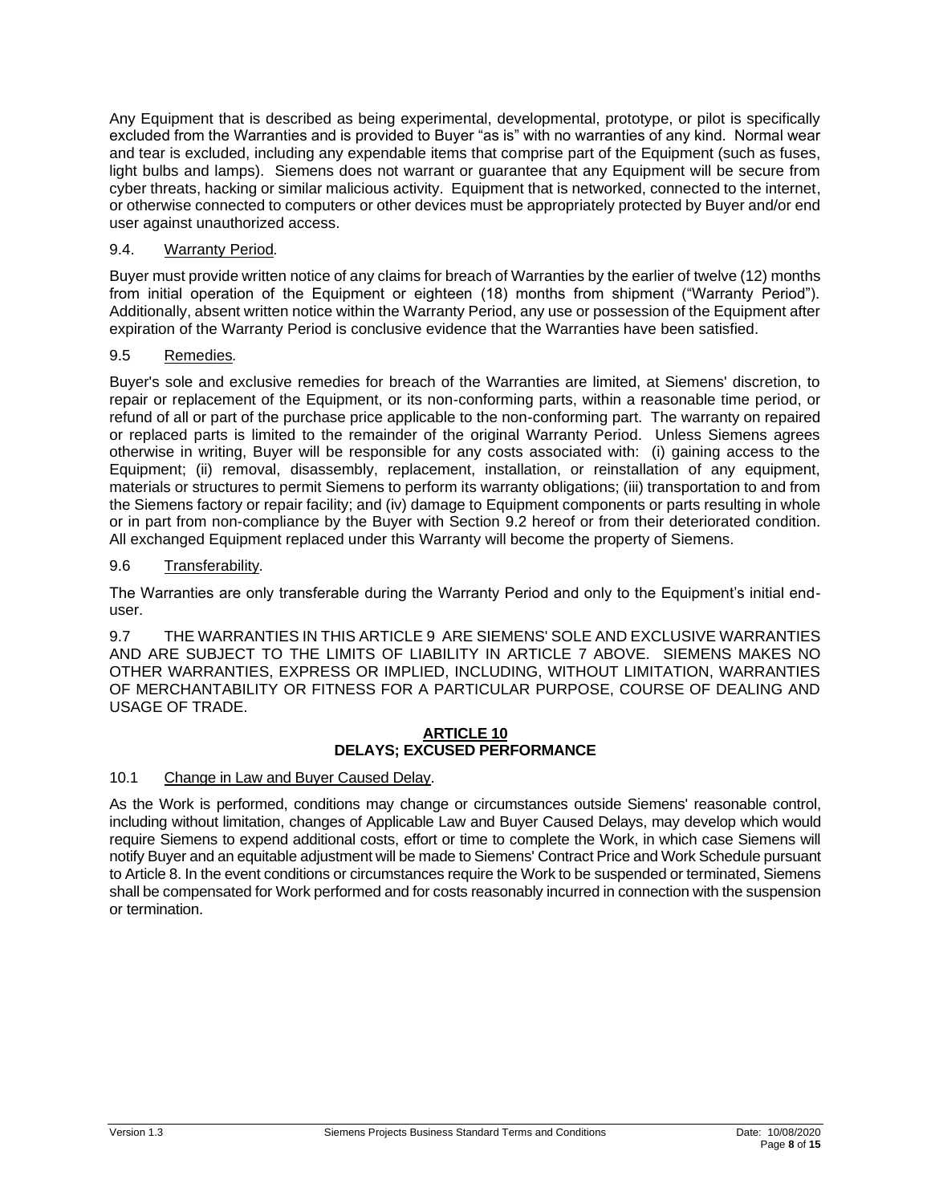Any Equipment that is described as being experimental, developmental, prototype, or pilot is specifically excluded from the Warranties and is provided to Buyer "as is" with no warranties of any kind. Normal wear and tear is excluded, including any expendable items that comprise part of the Equipment (such as fuses, light bulbs and lamps). Siemens does not warrant or guarantee that any Equipment will be secure from cyber threats, hacking or similar malicious activity. Equipment that is networked, connected to the internet, or otherwise connected to computers or other devices must be appropriately protected by Buyer and/or end user against unauthorized access.

9.4. Warranty Period.

Buyer must provide written notice of any claims for breach of Warranties by the earlier of twelve (12) months from initial operation of the Equipment or eighteen (18) months from shipment ("Warranty Period"). Additionally, absent written notice within the Warranty Period, any use or possession of the Equipment after expiration of the Warranty Period is conclusive evidence that the Warranties have been satisfied.

9.5 Remedies.

Buyer's sole and exclusive remedies for breach of the Warranties are limited, at Siemens' discretion, to repair or replacement of the Equipment, or its non-conforming parts, within a reasonable time period, or refund of all or part of the purchase price applicable to the non-conforming part. The warranty on repaired or replaced parts is limited to the remainder of the original Warranty Period. Unless Siemens agrees otherwise in writing, Buyer will be responsible for any costs associated with: (i) gaining access to the Equipment; (ii) removal, disassembly, replacement, installation, or reinstallation of any equipment, materials or structures to permit Siemens to perform its warranty obligations; (iii) transportation to and from the Siemens factory or repair facility; and (iv) damage to Equipment components or parts resulting in whole or in part from non-compliance by the Buyer with Section 9.2 hereof or from their deteriorated condition. All exchanged Equipment replaced under this Warranty will become the property of Siemens.

9.6 Transferability.

The Warranties are only transferable during the Warranty Period and only to the Equipment's initial end-user.

9.7 THE WARRANTIES IN THIS ARTICLE 9 ARE SIEMENS' SOLE AND EXCLUSIVE WARRANTIES AND ARE SUBJECT TO THE LIMITS OF LIABILITY IN ARTICLE 7 ABOVE. SIEMENS MAKES NO OTHER WARRANTIES, EXPRESS OR IMPLIED, INCLUDING, WITHOUT LIMITATION, WARRANTIES OF MERCHANTABILITY OR FITNESS FOR A PARTICULAR PURPOSE, COURSE OF DEALING AND USAGE OF TRADE.

## ARTICLE 10
## DELAYS; EXCUSED PERFORMANCE

10.1 Change in Law and Buyer Caused Delay.

As the Work is performed, conditions may change or circumstances outside Siemens' reasonable control, including without limitation, changes of Applicable Law and Buyer Caused Delays, may develop which would require Siemens to expend additional costs, effort or time to complete the Work, in which case Siemens will notify Buyer and an equitable adjustment will be made to Siemens' Contract Price and Work Schedule pursuant to Article 8. In the event conditions or circumstances require the Work to be suspended or terminated, Siemens shall be compensated for Work performed and for costs reasonably incurred in connection with the suspension or termination.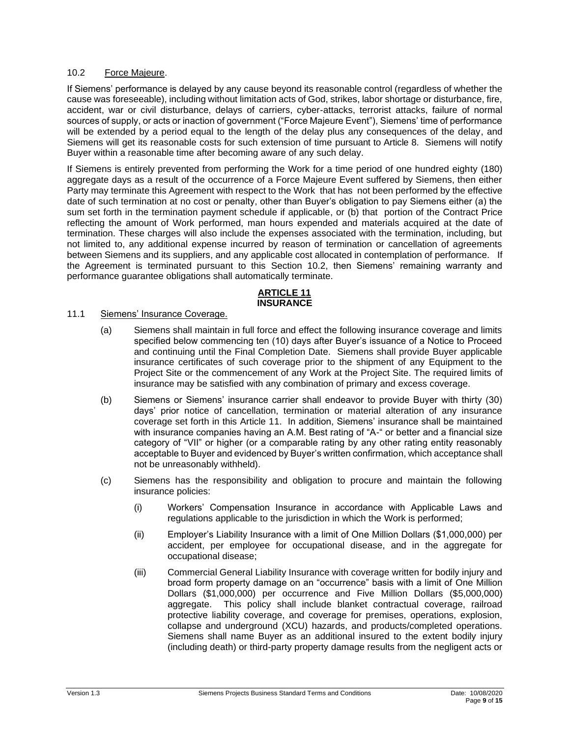10.2 Force Majeure.

If Siemens' performance is delayed by any cause beyond its reasonable control (regardless of whether the cause was foreseeable), including without limitation acts of God, strikes, labor shortage or disturbance, fire, accident, war or civil disturbance, delays of carriers, cyber-attacks, terrorist attacks, failure of normal sources of supply, or acts or inaction of government ("Force Majeure Event"), Siemens' time of performance will be extended by a period equal to the length of the delay plus any consequences of the delay, and Siemens will get its reasonable costs for such extension of time pursuant to Article 8. Siemens will notify Buyer within a reasonable time after becoming aware of any such delay.

If Siemens is entirely prevented from performing the Work for a time period of one hundred eighty (180) aggregate days as a result of the occurrence of a Force Majeure Event suffered by Siemens, then either Party may terminate this Agreement with respect to the Work that has not been performed by the effective date of such termination at no cost or penalty, other than Buyer's obligation to pay Siemens either (a) the sum set forth in the termination payment schedule if applicable, or (b) that portion of the Contract Price reflecting the amount of Work performed, man hours expended and materials acquired at the date of termination. These charges will also include the expenses associated with the termination, including, but not limited to, any additional expense incurred by reason of termination or cancellation of agreements between Siemens and its suppliers, and any applicable cost allocated in contemplation of performance. If the Agreement is terminated pursuant to this Section 10.2, then Siemens' remaining warranty and performance guarantee obligations shall automatically terminate.

## ARTICLE 11
## INSURANCE

11.1 Siemens' Insurance Coverage.

(a) Siemens shall maintain in full force and effect the following insurance coverage and limits specified below commencing ten (10) days after Buyer's issuance of a Notice to Proceed and continuing until the Final Completion Date. Siemens shall provide Buyer applicable insurance certificates of such coverage prior to the shipment of any Equipment to the Project Site or the commencement of any Work at the Project Site. The required limits of insurance may be satisfied with any combination of primary and excess coverage.

(b) Siemens or Siemens' insurance carrier shall endeavor to provide Buyer with thirty (30) days' prior notice of cancellation, termination or material alteration of any insurance coverage set forth in this Article 11. In addition, Siemens' insurance shall be maintained with insurance companies having an A.M. Best rating of "A-" or better and a financial size category of "VII" or higher (or a comparable rating by any other rating entity reasonably acceptable to Buyer and evidenced by Buyer's written confirmation, which acceptance shall not be unreasonably withheld).

(c) Siemens has the responsibility and obligation to procure and maintain the following insurance policies:

(i) Workers' Compensation Insurance in accordance with Applicable Laws and regulations applicable to the jurisdiction in which the Work is performed;

(ii) Employer's Liability Insurance with a limit of One Million Dollars ($1,000,000) per accident, per employee for occupational disease, and in the aggregate for occupational disease;

(iii) Commercial General Liability Insurance with coverage written for bodily injury and broad form property damage on an "occurrence" basis with a limit of One Million Dollars ($1,000,000) per occurrence and Five Million Dollars ($5,000,000) aggregate. This policy shall include blanket contractual coverage, railroad protective liability coverage, and coverage for premises, operations, explosion, collapse and underground (XCU) hazards, and products/completed operations. Siemens shall name Buyer as an additional insured to the extent bodily injury (including death) or third-party property damage results from the negligent acts or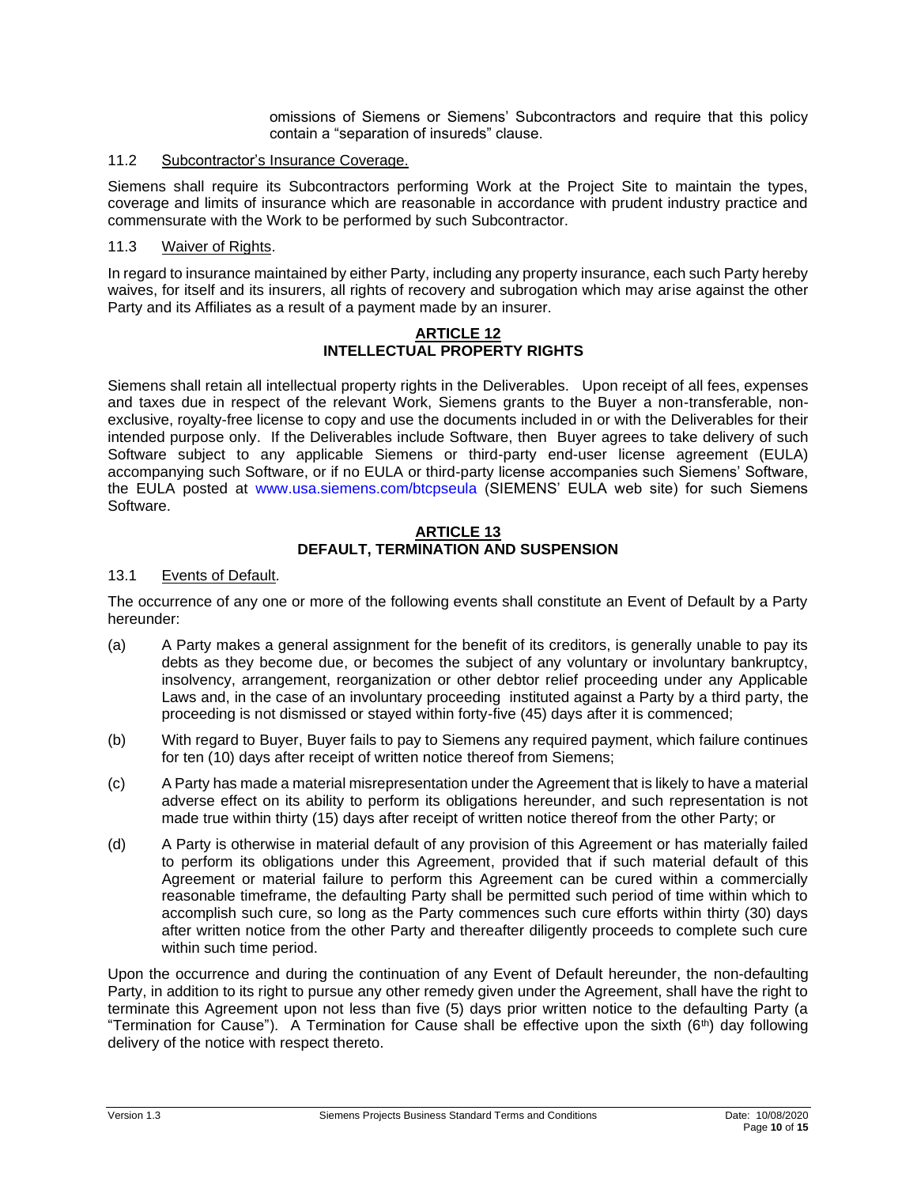omissions of Siemens or Siemens' Subcontractors and require that this policy contain a "separation of insureds" clause.

11.2 Subcontractor's Insurance Coverage.

Siemens shall require its Subcontractors performing Work at the Project Site to maintain the types, coverage and limits of insurance which are reasonable in accordance with prudent industry practice and commensurate with the Work to be performed by such Subcontractor.

11.3 Waiver of Rights.

In regard to insurance maintained by either Party, including any property insurance, each such Party hereby waives, for itself and its insurers, all rights of recovery and subrogation which may arise against the other Party and its Affiliates as a result of a payment made by an insurer.

## ARTICLE 12
## INTELLECTUAL PROPERTY RIGHTS

Siemens shall retain all intellectual property rights in the Deliverables. Upon receipt of all fees, expenses and taxes due in respect of the relevant Work, Siemens grants to the Buyer a non-transferable, non-exclusive, royalty-free license to copy and use the documents included in or with the Deliverables for their intended purpose only. If the Deliverables include Software, then Buyer agrees to take delivery of such Software subject to any applicable Siemens or third-party end-user license agreement (EULA) accompanying such Software, or if no EULA or third-party license accompanies such Siemens' Software, the EULA posted at www.usa.siemens.com/btcpseula (SIEMENS' EULA web site) for such Siemens Software.

## ARTICLE 13
## DEFAULT, TERMINATION AND SUSPENSION

13.1 Events of Default.

The occurrence of any one or more of the following events shall constitute an Event of Default by a Party hereunder:

(a) A Party makes a general assignment for the benefit of its creditors, is generally unable to pay its debts as they become due, or becomes the subject of any voluntary or involuntary bankruptcy, insolvency, arrangement, reorganization or other debtor relief proceeding under any Applicable Laws and, in the case of an involuntary proceeding instituted against a Party by a third party, the proceeding is not dismissed or stayed within forty-five (45) days after it is commenced;

(b) With regard to Buyer, Buyer fails to pay to Siemens any required payment, which failure continues for ten (10) days after receipt of written notice thereof from Siemens;

(c) A Party has made a material misrepresentation under the Agreement that is likely to have a material adverse effect on its ability to perform its obligations hereunder, and such representation is not made true within thirty (15) days after receipt of written notice thereof from the other Party; or

(d) A Party is otherwise in material default of any provision of this Agreement or has materially failed to perform its obligations under this Agreement, provided that if such material default of this Agreement or material failure to perform this Agreement can be cured within a commercially reasonable timeframe, the defaulting Party shall be permitted such period of time within which to accomplish such cure, so long as the Party commences such cure efforts within thirty (30) days after written notice from the other Party and thereafter diligently proceeds to complete such cure within such time period.

Upon the occurrence and during the continuation of any Event of Default hereunder, the non-defaulting Party, in addition to its right to pursue any other remedy given under the Agreement, shall have the right to terminate this Agreement upon not less than five (5) days prior written notice to the defaulting Party (a "Termination for Cause"). A Termination for Cause shall be effective upon the sixth (6th) day following delivery of the notice with respect thereto.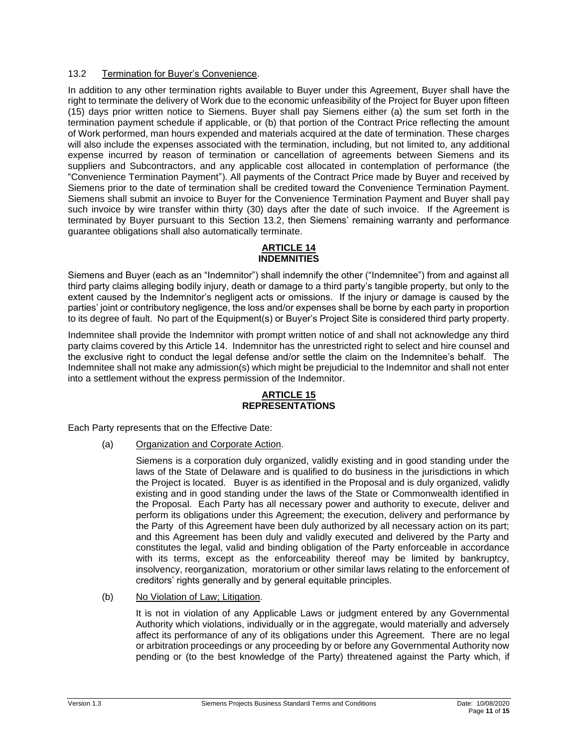### 13.2 Termination for Buyer's Convenience.

In addition to any other termination rights available to Buyer under this Agreement, Buyer shall have the right to terminate the delivery of Work due to the economic unfeasibility of the Project for Buyer upon fifteen (15) days prior written notice to Siemens. Buyer shall pay Siemens either (a) the sum set forth in the termination payment schedule if applicable, or (b) that portion of the Contract Price reflecting the amount of Work performed, man hours expended and materials acquired at the date of termination. These charges will also include the expenses associated with the termination, including, but not limited to, any additional expense incurred by reason of termination or cancellation of agreements between Siemens and its suppliers and Subcontractors, and any applicable cost allocated in contemplation of performance (the "Convenience Termination Payment"). All payments of the Contract Price made by Buyer and received by Siemens prior to the date of termination shall be credited toward the Convenience Termination Payment. Siemens shall submit an invoice to Buyer for the Convenience Termination Payment and Buyer shall pay such invoice by wire transfer within thirty (30) days after the date of such invoice. If the Agreement is terminated by Buyer pursuant to this Section 13.2, then Siemens' remaining warranty and performance guarantee obligations shall also automatically terminate.

## ARTICLE 14
## INDEMNITIES

Siemens and Buyer (each as an "Indemnitor") shall indemnify the other ("Indemnitee") from and against all third party claims alleging bodily injury, death or damage to a third party's tangible property, but only to the extent caused by the Indemnitor's negligent acts or omissions. If the injury or damage is caused by the parties' joint or contributory negligence, the loss and/or expenses shall be borne by each party in proportion to its degree of fault. No part of the Equipment(s) or Buyer's Project Site is considered third party property.

Indemnitee shall provide the Indemnitor with prompt written notice of and shall not acknowledge any third party claims covered by this Article 14. Indemnitor has the unrestricted right to select and hire counsel and the exclusive right to conduct the legal defense and/or settle the claim on the Indemnitee's behalf. The Indemnitee shall not make any admission(s) which might be prejudicial to the Indemnitor and shall not enter into a settlement without the express permission of the Indemnitor.

## ARTICLE 15
## REPRESENTATIONS

Each Party represents that on the Effective Date:

(a) Organization and Corporate Action.

Siemens is a corporation duly organized, validly existing and in good standing under the laws of the State of Delaware and is qualified to do business in the jurisdictions in which the Project is located. Buyer is as identified in the Proposal and is duly organized, validly existing and in good standing under the laws of the State or Commonwealth identified in the Proposal. Each Party has all necessary power and authority to execute, deliver and perform its obligations under this Agreement; the execution, delivery and performance by the Party of this Agreement have been duly authorized by all necessary action on its part; and this Agreement has been duly and validly executed and delivered by the Party and constitutes the legal, valid and binding obligation of the Party enforceable in accordance with its terms, except as the enforceability thereof may be limited by bankruptcy, insolvency, reorganization, moratorium or other similar laws relating to the enforcement of creditors' rights generally and by general equitable principles.

(b) No Violation of Law; Litigation.

It is not in violation of any Applicable Laws or judgment entered by any Governmental Authority which violations, individually or in the aggregate, would materially and adversely affect its performance of any of its obligations under this Agreement. There are no legal or arbitration proceedings or any proceeding by or before any Governmental Authority now pending or (to the best knowledge of the Party) threatened against the Party which, if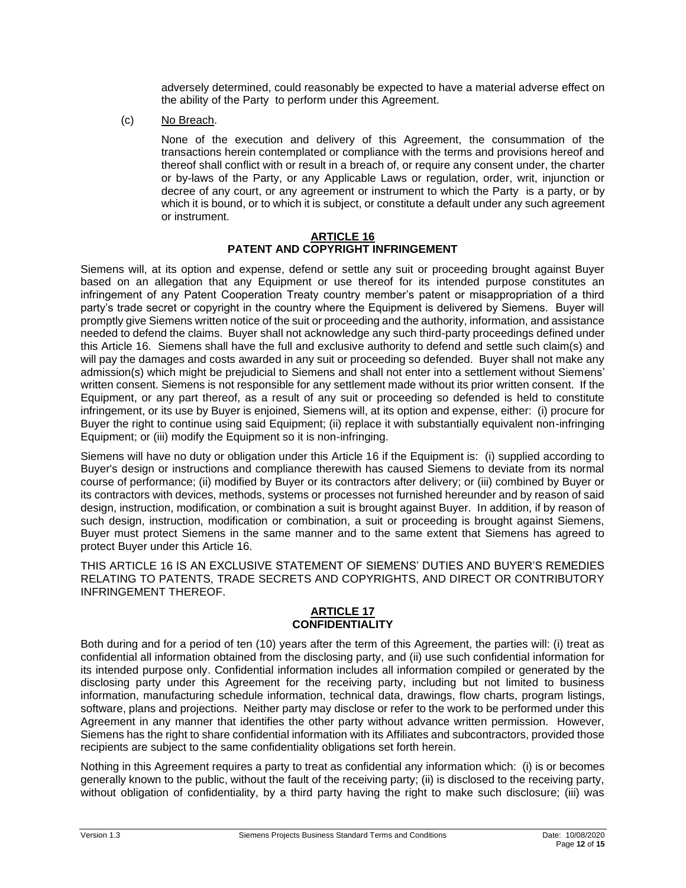adversely determined, could reasonably be expected to have a material adverse effect on the ability of the Party to perform under this Agreement.

(c) No Breach.

None of the execution and delivery of this Agreement, the consummation of the transactions herein contemplated or compliance with the terms and provisions hereof and thereof shall conflict with or result in a breach of, or require any consent under, the charter or by-laws of the Party, or any Applicable Laws or regulation, order, writ, injunction or decree of any court, or any agreement or instrument to which the Party is a party, or by which it is bound, or to which it is subject, or constitute a default under any such agreement or instrument.

## ARTICLE 16
## PATENT AND COPYRIGHT INFRINGEMENT

Siemens will, at its option and expense, defend or settle any suit or proceeding brought against Buyer based on an allegation that any Equipment or use thereof for its intended purpose constitutes an infringement of any Patent Cooperation Treaty country member's patent or misappropriation of a third party's trade secret or copyright in the country where the Equipment is delivered by Siemens. Buyer will promptly give Siemens written notice of the suit or proceeding and the authority, information, and assistance needed to defend the claims. Buyer shall not acknowledge any such third-party proceedings defined under this Article 16. Siemens shall have the full and exclusive authority to defend and settle such claim(s) and will pay the damages and costs awarded in any suit or proceeding so defended. Buyer shall not make any admission(s) which might be prejudicial to Siemens and shall not enter into a settlement without Siemens' written consent. Siemens is not responsible for any settlement made without its prior written consent. If the Equipment, or any part thereof, as a result of any suit or proceeding so defended is held to constitute infringement, or its use by Buyer is enjoined, Siemens will, at its option and expense, either: (i) procure for Buyer the right to continue using said Equipment; (ii) replace it with substantially equivalent non-infringing Equipment; or (iii) modify the Equipment so it is non-infringing.

Siemens will have no duty or obligation under this Article 16 if the Equipment is: (i) supplied according to Buyer's design or instructions and compliance therewith has caused Siemens to deviate from its normal course of performance; (ii) modified by Buyer or its contractors after delivery; or (iii) combined by Buyer or its contractors with devices, methods, systems or processes not furnished hereunder and by reason of said design, instruction, modification, or combination a suit is brought against Buyer. In addition, if by reason of such design, instruction, modification or combination, a suit or proceeding is brought against Siemens, Buyer must protect Siemens in the same manner and to the same extent that Siemens has agreed to protect Buyer under this Article 16.

THIS ARTICLE 16 IS AN EXCLUSIVE STATEMENT OF SIEMENS' DUTIES AND BUYER'S REMEDIES RELATING TO PATENTS, TRADE SECRETS AND COPYRIGHTS, AND DIRECT OR CONTRIBUTORY INFRINGEMENT THEREOF.

## ARTICLE 17
## CONFIDENTIALITY

Both during and for a period of ten (10) years after the term of this Agreement, the parties will: (i) treat as confidential all information obtained from the disclosing party, and (ii) use such confidential information for its intended purpose only. Confidential information includes all information compiled or generated by the disclosing party under this Agreement for the receiving party, including but not limited to business information, manufacturing schedule information, technical data, drawings, flow charts, program listings, software, plans and projections. Neither party may disclose or refer to the work to be performed under this Agreement in any manner that identifies the other party without advance written permission. However, Siemens has the right to share confidential information with its Affiliates and subcontractors, provided those recipients are subject to the same confidentiality obligations set forth herein.

Nothing in this Agreement requires a party to treat as confidential any information which: (i) is or becomes generally known to the public, without the fault of the receiving party; (ii) is disclosed to the receiving party, without obligation of confidentiality, by a third party having the right to make such disclosure; (iii) was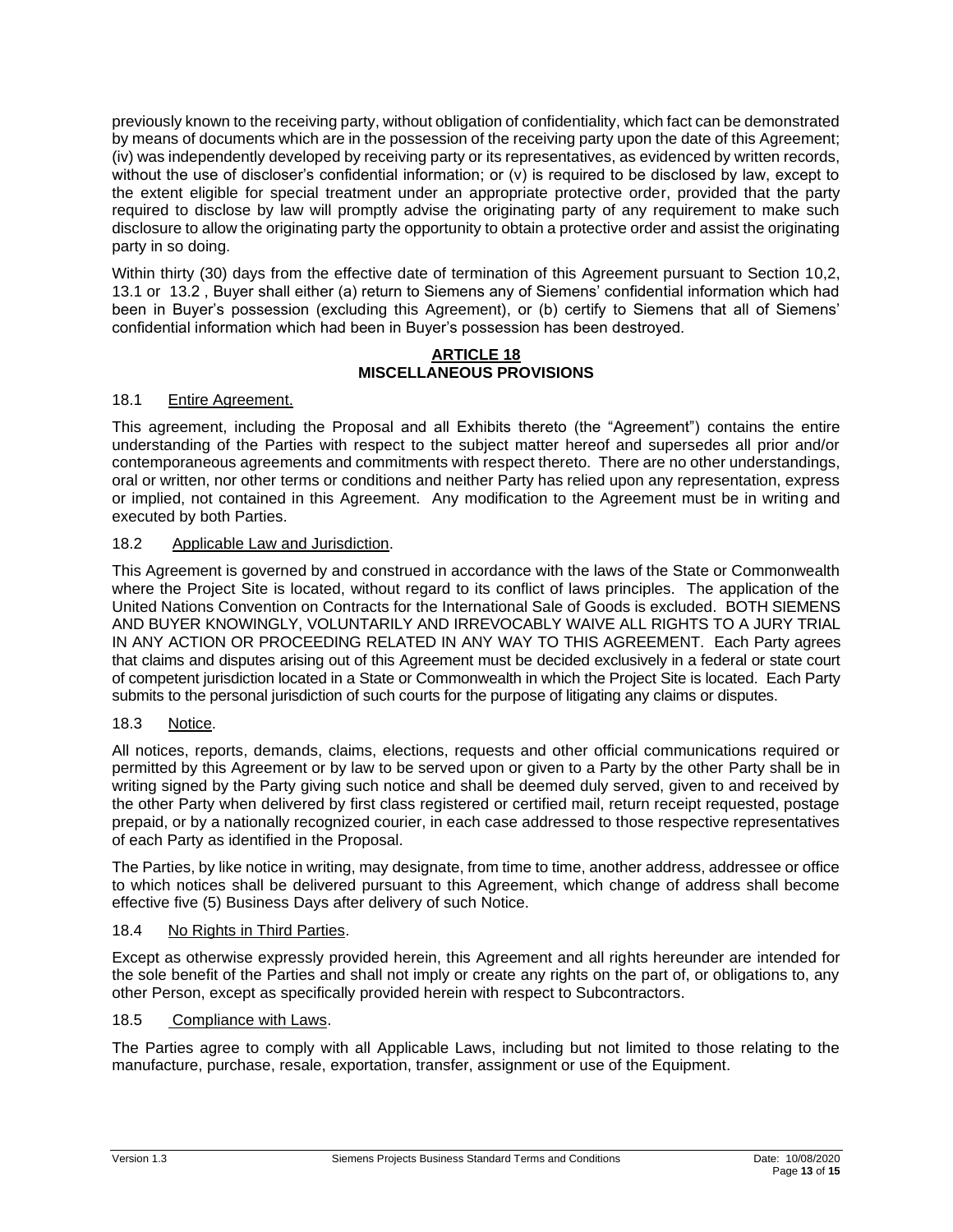previously known to the receiving party, without obligation of confidentiality, which fact can be demonstrated by means of documents which are in the possession of the receiving party upon the date of this Agreement; (iv) was independently developed by receiving party or its representatives, as evidenced by written records, without the use of discloser's confidential information; or (v) is required to be disclosed by law, except to the extent eligible for special treatment under an appropriate protective order, provided that the party required to disclose by law will promptly advise the originating party of any requirement to make such disclosure to allow the originating party the opportunity to obtain a protective order and assist the originating party in so doing.

Within thirty (30) days from the effective date of termination of this Agreement pursuant to Section 10,2, 13.1 or 13.2 , Buyer shall either (a) return to Siemens any of Siemens' confidential information which had been in Buyer's possession (excluding this Agreement), or (b) certify to Siemens that all of Siemens' confidential information which had been in Buyer's possession has been destroyed.

## ARTICLE 18
## MISCELLANEOUS PROVISIONS

### 18.1 Entire Agreement.

This agreement, including the Proposal and all Exhibits thereto (the "Agreement") contains the entire understanding of the Parties with respect to the subject matter hereof and supersedes all prior and/or contemporaneous agreements and commitments with respect thereto. There are no other understandings, oral or written, nor other terms or conditions and neither Party has relied upon any representation, express or implied, not contained in this Agreement. Any modification to the Agreement must be in writing and executed by both Parties.

### 18.2 Applicable Law and Jurisdiction.

This Agreement is governed by and construed in accordance with the laws of the State or Commonwealth where the Project Site is located, without regard to its conflict of laws principles. The application of the United Nations Convention on Contracts for the International Sale of Goods is excluded. BOTH SIEMENS AND BUYER KNOWINGLY, VOLUNTARILY AND IRREVOCABLY WAIVE ALL RIGHTS TO A JURY TRIAL IN ANY ACTION OR PROCEEDING RELATED IN ANY WAY TO THIS AGREEMENT. Each Party agrees that claims and disputes arising out of this Agreement must be decided exclusively in a federal or state court of competent jurisdiction located in a State or Commonwealth in which the Project Site is located. Each Party submits to the personal jurisdiction of such courts for the purpose of litigating any claims or disputes.

### 18.3 Notice.

All notices, reports, demands, claims, elections, requests and other official communications required or permitted by this Agreement or by law to be served upon or given to a Party by the other Party shall be in writing signed by the Party giving such notice and shall be deemed duly served, given to and received by the other Party when delivered by first class registered or certified mail, return receipt requested, postage prepaid, or by a nationally recognized courier, in each case addressed to those respective representatives of each Party as identified in the Proposal.

The Parties, by like notice in writing, may designate, from time to time, another address, addressee or office to which notices shall be delivered pursuant to this Agreement, which change of address shall become effective five (5) Business Days after delivery of such Notice.

### 18.4 No Rights in Third Parties.

Except as otherwise expressly provided herein, this Agreement and all rights hereunder are intended for the sole benefit of the Parties and shall not imply or create any rights on the part of, or obligations to, any other Person, except as specifically provided herein with respect to Subcontractors.

### 18.5 Compliance with Laws.

The Parties agree to comply with all Applicable Laws, including but not limited to those relating to the manufacture, purchase, resale, exportation, transfer, assignment or use of the Equipment.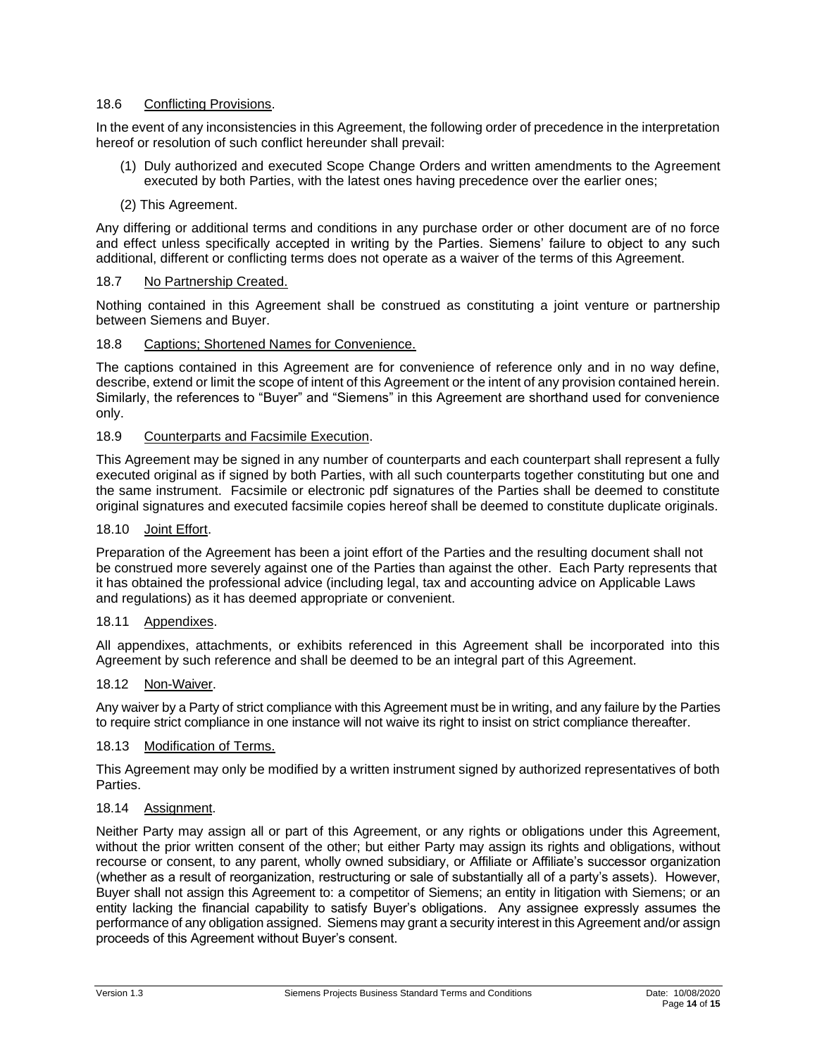### 18.6 Conflicting Provisions.

In the event of any inconsistencies in this Agreement, the following order of precedence in the interpretation hereof or resolution of such conflict hereunder shall prevail:

(1) Duly authorized and executed Scope Change Orders and written amendments to the Agreement executed by both Parties, with the latest ones having precedence over the earlier ones;

(2) This Agreement.

Any differing or additional terms and conditions in any purchase order or other document are of no force and effect unless specifically accepted in writing by the Parties. Siemens' failure to object to any such additional, different or conflicting terms does not operate as a waiver of the terms of this Agreement.

### 18.7 No Partnership Created.

Nothing contained in this Agreement shall be construed as constituting a joint venture or partnership between Siemens and Buyer.

### 18.8 Captions; Shortened Names for Convenience.

The captions contained in this Agreement are for convenience of reference only and in no way define, describe, extend or limit the scope of intent of this Agreement or the intent of any provision contained herein. Similarly, the references to "Buyer" and "Siemens" in this Agreement are shorthand used for convenience only.

### 18.9 Counterparts and Facsimile Execution.

This Agreement may be signed in any number of counterparts and each counterpart shall represent a fully executed original as if signed by both Parties, with all such counterparts together constituting but one and the same instrument. Facsimile or electronic pdf signatures of the Parties shall be deemed to constitute original signatures and executed facsimile copies hereof shall be deemed to constitute duplicate originals.

### 18.10 Joint Effort.

Preparation of the Agreement has been a joint effort of the Parties and the resulting document shall not be construed more severely against one of the Parties than against the other. Each Party represents that it has obtained the professional advice (including legal, tax and accounting advice on Applicable Laws and regulations) as it has deemed appropriate or convenient.

### 18.11 Appendixes.

All appendixes, attachments, or exhibits referenced in this Agreement shall be incorporated into this Agreement by such reference and shall be deemed to be an integral part of this Agreement.

### 18.12 Non-Waiver.

Any waiver by a Party of strict compliance with this Agreement must be in writing, and any failure by the Parties to require strict compliance in one instance will not waive its right to insist on strict compliance thereafter.

### 18.13 Modification of Terms.

This Agreement may only be modified by a written instrument signed by authorized representatives of both Parties.

### 18.14 Assignment.

Neither Party may assign all or part of this Agreement, or any rights or obligations under this Agreement, without the prior written consent of the other; but either Party may assign its rights and obligations, without recourse or consent, to any parent, wholly owned subsidiary, or Affiliate or Affiliate's successor organization (whether as a result of reorganization, restructuring or sale of substantially all of a party's assets). However, Buyer shall not assign this Agreement to: a competitor of Siemens; an entity in litigation with Siemens; or an entity lacking the financial capability to satisfy Buyer's obligations. Any assignee expressly assumes the performance of any obligation assigned. Siemens may grant a security interest in this Agreement and/or assign proceeds of this Agreement without Buyer's consent.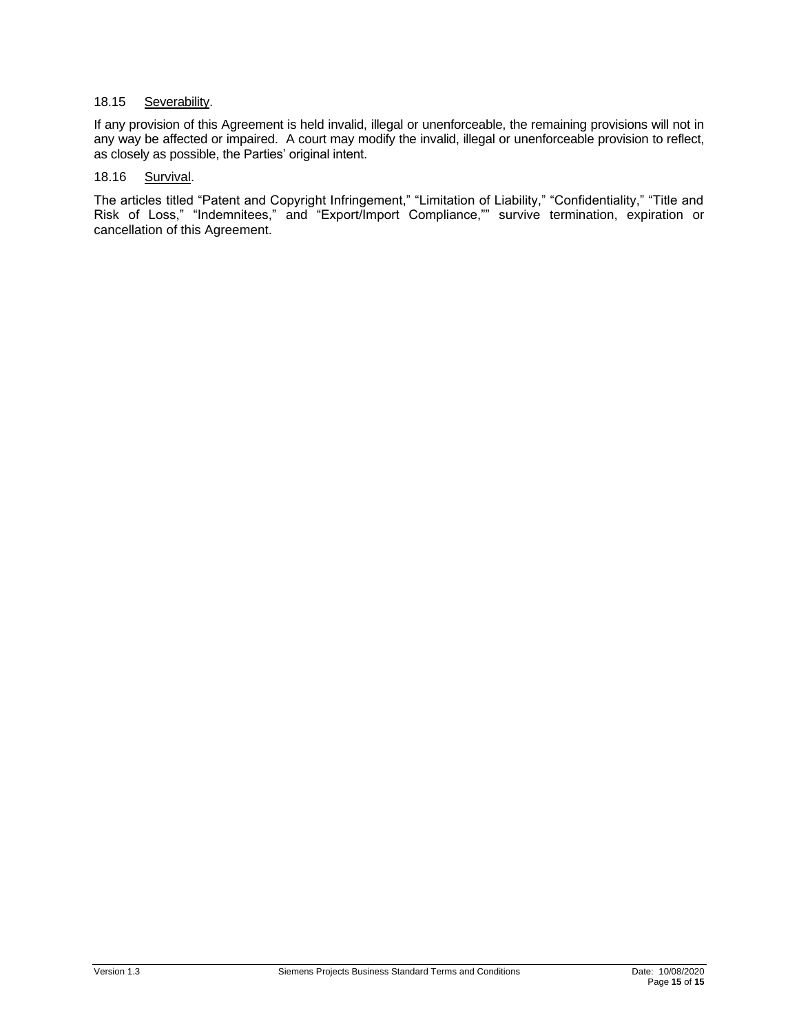18.15 Severability.

If any provision of this Agreement is held invalid, illegal or unenforceable, the remaining provisions will not in any way be affected or impaired. A court may modify the invalid, illegal or unenforceable provision to reflect, as closely as possible, the Parties' original intent.

18.16 Survival.

The articles titled "Patent and Copyright Infringement," "Limitation of Liability," "Confidentiality," "Title and Risk of Loss," "Indemnitees," and "Export/Import Compliance,"" survive termination, expiration or cancellation of this Agreement.